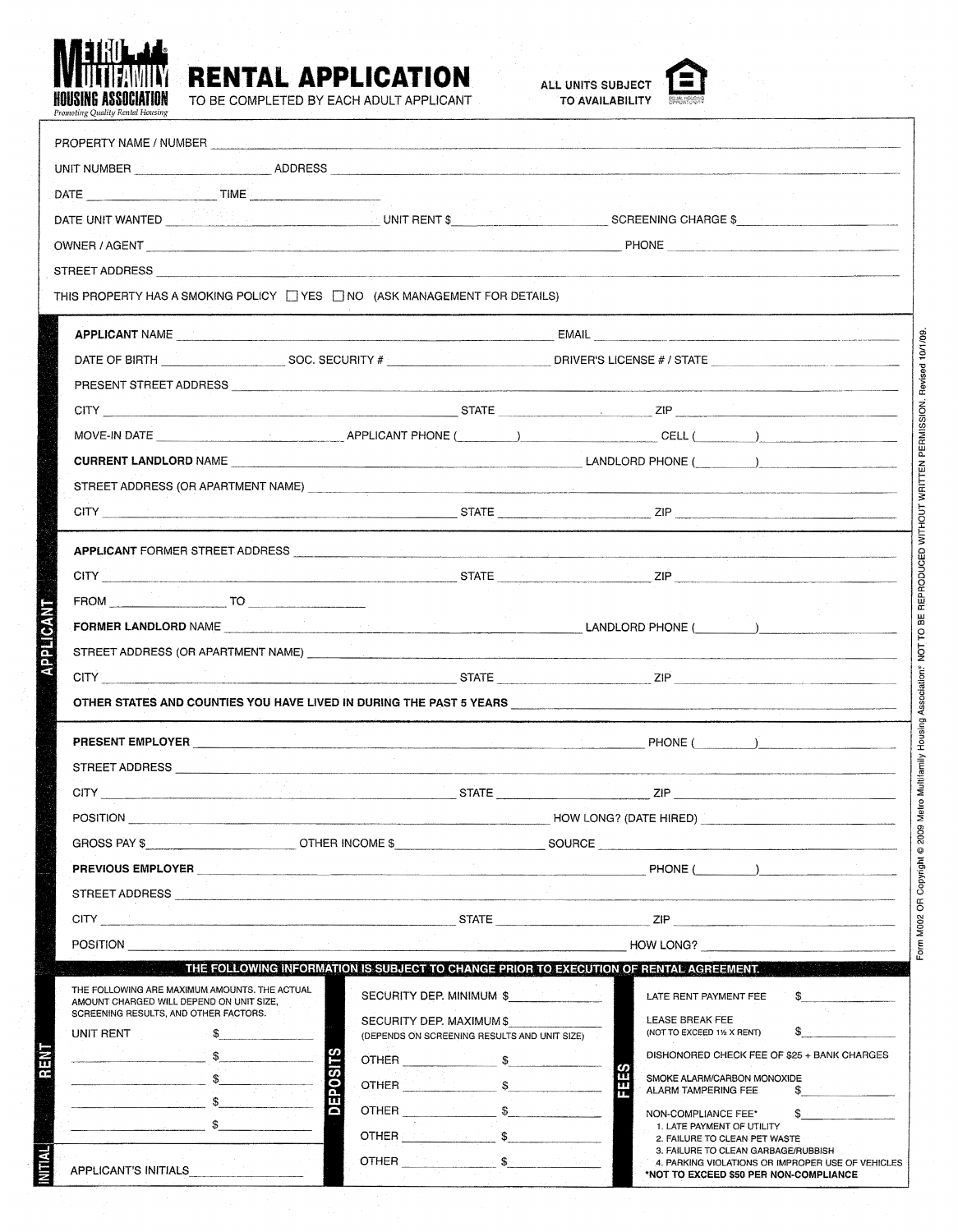**METRO MULTIFAMILY HOUSING ASSOCIATION**
*Promoting Quality Rental Housing*

# RENTAL APPLICATION

TO BE COMPLETED BY EACH ADULT APPLICANT

ALL UNITS SUBJECT TO AVAILABILITY

EQUAL HOUSING OPPORTUNITY

PROPERTY NAME / NUMBER ______________________________

UNIT NUMBER ______________ ADDRESS ______________________________

DATE ______________ TIME ______________

DATE UNIT WANTED ______________ UNIT RENT $______________ SCREENING CHARGE $______________

OWNER / AGENT ______________________________ PHONE ______________

STREET ADDRESS ______________________________

THIS PROPERTY HAS A SMOKING POLICY ☐ YES ☐ NO (ASK MANAGEMENT FOR DETAILS)

## APPLICANT

**APPLICANT** NAME ______________________________ EMAIL ______________________________

DATE OF BIRTH ______________ SOC. SECURITY # ______________ DRIVER'S LICENSE # / STATE ______________

PRESENT STREET ADDRESS ______________________________

CITY ______________ STATE ______________ ZIP ______________

MOVE-IN DATE ______________ APPLICANT PHONE (______) ______________ CELL (______) ______________

**CURRENT LANDLORD** NAME ______________________________ LANDLORD PHONE (______) ______________

STREET ADDRESS (OR APARTMENT NAME) ______________________________

CITY ______________ STATE ______________ ZIP ______________

**APPLICANT** FORMER STREET ADDRESS ______________________________

CITY ______________ STATE ______________ ZIP ______________

FROM ______________ TO ______________

**FORMER LANDLORD** NAME ______________________________ LANDLORD PHONE (______) ______________

STREET ADDRESS (OR APARTMENT NAME) ______________________________

CITY ______________ STATE ______________ ZIP ______________

**OTHER STATES AND COUNTIES YOU HAVE LIVED IN DURING THE PAST 5 YEARS** ______________________________

**PRESENT EMPLOYER** ______________________________ PHONE (______) ______________

STREET ADDRESS ______________________________

CITY ______________ STATE ______________ ZIP ______________

POSITION ______________________________ HOW LONG? (DATE HIRED) ______________

GROSS PAY $______________ OTHER INCOME $______________ SOURCE ______________

**PREVIOUS EMPLOYER** ______________________________ PHONE (______) ______________

STREET ADDRESS ______________________________

CITY ______________ STATE ______________ ZIP ______________

POSITION ______________________________ HOW LONG? ______________

**THE FOLLOWING INFORMATION IS SUBJECT TO CHANGE PRIOR TO EXECUTION OF RENTAL AGREEMENT.**

### RENT

THE FOLLOWING ARE MAXIMUM AMOUNTS. THE ACTUAL AMOUNT CHARGED WILL DEPEND ON UNIT SIZE, SCREENING RESULTS, AND OTHER FACTORS.

| | |
|---|---|
| UNIT RENT | $______________ |
| ______________ | $______________ |
| ______________ | $______________ |
| ______________ | $______________ |
| ______________ | $______________ |

### DEPOSITS

| | |
|---|---|
| SECURITY DEP. MINIMUM | $______________ |
| SECURITY DEP. MAXIMUM (DEPENDS ON SCREENING RESULTS AND UNIT SIZE) | $______________ |
| OTHER ______________ | $______________ |
| OTHER ______________ | $______________ |
| OTHER ______________ | $______________ |
| OTHER ______________ | $______________ |
| OTHER ______________ | $______________ |

### FEES

| | |
|---|---|
| LATE RENT PAYMENT FEE | $______________ |
| LEASE BREAK FEE (NOT TO EXCEED 1½ X RENT) | $______________ |
| DISHONORED CHECK FEE OF $25 + BANK CHARGES | |
| SMOKE ALARM/CARBON MONOXIDE ALARM TAMPERING FEE | $______________ |
| NON-COMPLIANCE FEE* | $______________ |

1. LATE PAYMENT OF UTILITY
2. FAILURE TO CLEAN PET WASTE
3. FAILURE TO CLEAN GARBAGE/RUBBISH
4. PARKING VIOLATIONS OR IMPROPER USE OF VEHICLES

***NOT TO EXCEED $50 PER NON-COMPLIANCE**

### INITIAL

APPLICANT'S INITIALS ______________

Form M002 OR Copyright © 2009 Metro Multifamily Housing Association® NOT TO BE REPRODUCED WITHOUT WRITTEN PERMISSION. Revised 10/1/09.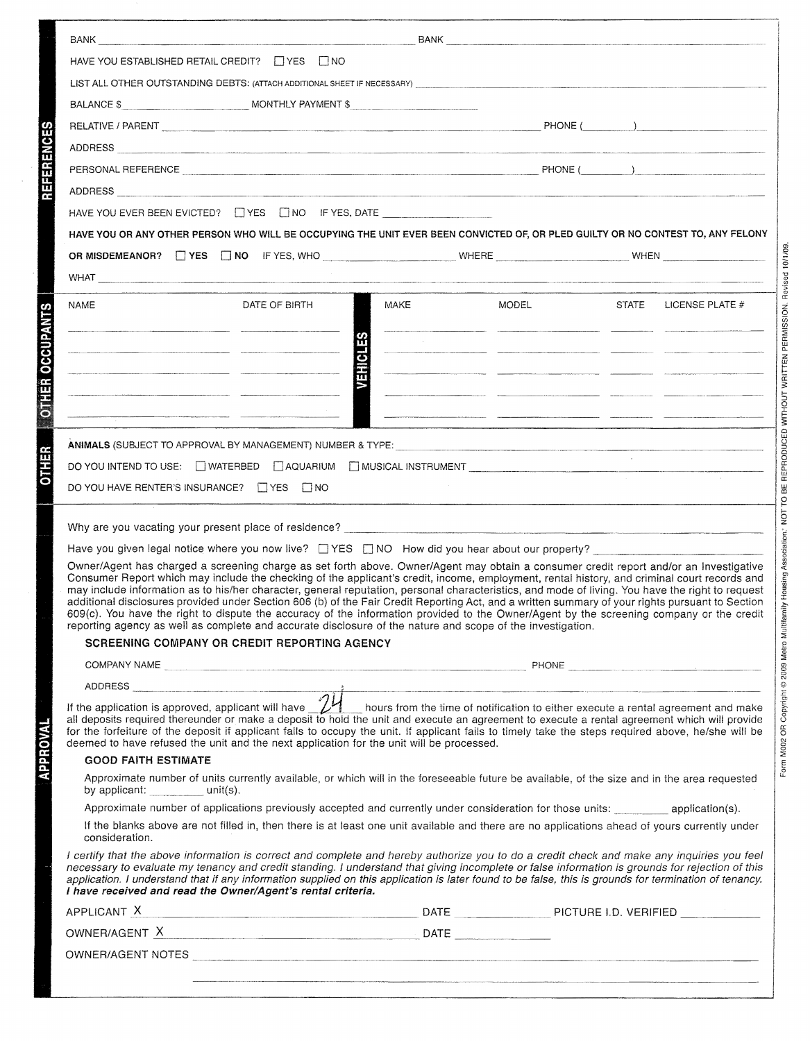## REFERENCES

BANK ______________________________ BANK ______________________________

HAVE YOU ESTABLISHED RETAIL CREDIT? ☐ YES ☐ NO

LIST ALL OTHER OUTSTANDING DEBTS: (ATTACH ADDITIONAL SHEET IF NECESSARY) ______________________________

BALANCE $ ______________ MONTHLY PAYMENT $ ______________

RELATIVE / PARENT ______________________________ PHONE (_______) ______________

ADDRESS ______________________________

PERSONAL REFERENCE ______________________________ PHONE (_______) ______________

ADDRESS ______________________________

HAVE YOU EVER BEEN EVICTED? ☐ YES ☐ NO IF YES, DATE ______________

**HAVE YOU OR ANY OTHER PERSON WHO WILL BE OCCUPYING THE UNIT EVER BEEN CONVICTED OF, OR PLED GUILTY OR NO CONTEST TO, ANY FELONY OR MISDEMEANOR?** ☐ **YES** ☐ **NO** IF YES, WHO ______________ WHERE ______________ WHEN ______________

WHAT ______________________________

## OTHER OCCUPANTS

| NAME | DATE OF BIRTH |
|---|---|
| | |
| | |
| | |
| | |

## VEHICLES

| MAKE | MODEL | STATE | LICENSE PLATE # |
|---|---|---|---|
| | | | |
| | | | |
| | | | |
| | | | |

## OTHER

**ANIMALS** (SUBJECT TO APPROVAL BY MANAGEMENT) NUMBER & TYPE: ______________________________

DO YOU INTEND TO USE: ☐ WATERBED ☐ AQUARIUM ☐ MUSICAL INSTRUMENT ______________

DO YOU HAVE RENTER'S INSURANCE? ☐ YES ☐ NO

## APPROVAL

Why are you vacating your present place of residence? ______________________________

Have you given legal notice where you now live? ☐ YES ☐ NO How did you hear about our property? ______________

Owner/Agent has charged a screening charge as set forth above. Owner/Agent may obtain a consumer credit report and/or an Investigative Consumer Report which may include the checking of the applicant's credit, income, employment, rental history, and criminal court records and may include information as to his/her character, general reputation, personal characteristics, and mode of living. You have the right to request additional disclosures provided under Section 606 (b) of the Fair Credit Reporting Act, and a written summary of your rights pursuant to Section 609(c). You have the right to dispute the accuracy of the information provided to the Owner/Agent by the screening company or the credit reporting agency as well as complete and accurate disclosure of the nature and scope of the investigation.

### SCREENING COMPANY OR CREDIT REPORTING AGENCY

COMPANY NAME ______________________________ PHONE ______________

ADDRESS ______________________________

If the application is approved, applicant will have 24 hours from the time of notification to either execute a rental agreement and make all deposits required thereunder or make a deposit to hold the unit and execute an agreement to execute a rental agreement which will provide for the forfeiture of the deposit if applicant fails to occupy the unit. If applicant fails to timely take the steps required above, he/she will be deemed to have refused the unit and the next application for the unit will be processed.

### GOOD FAITH ESTIMATE

Approximate number of units currently available, or which will in the foreseeable future be available, of the size and in the area requested by applicant: ________ unit(s).

Approximate number of applications previously accepted and currently under consideration for those units: ________ application(s).

If the blanks above are not filled in, then there is at least one unit available and there are no applications ahead of yours currently under consideration.

*I certify that the above information is correct and complete and hereby authorize you to do a credit check and make any inquiries you feel necessary to evaluate my tenancy and credit standing. I understand that giving incomplete or false information is grounds for rejection of this application. I understand that if any information supplied on this application is later found to be false, this is grounds for termination of tenancy.*
***I have received and read the Owner/Agent's rental criteria.***

APPLICANT X ______________________________ DATE ______________ PICTURE I.D. VERIFIED ______________

OWNER/AGENT X ______________________________ DATE ______________

OWNER/AGENT NOTES ______________________________

Form M002 OR Copyright © 2009 Metro Multifamily Housing Association.* NOT TO BE REPRODUCED WITHOUT WRITTEN PERMISSION. Revised 10/1/09.